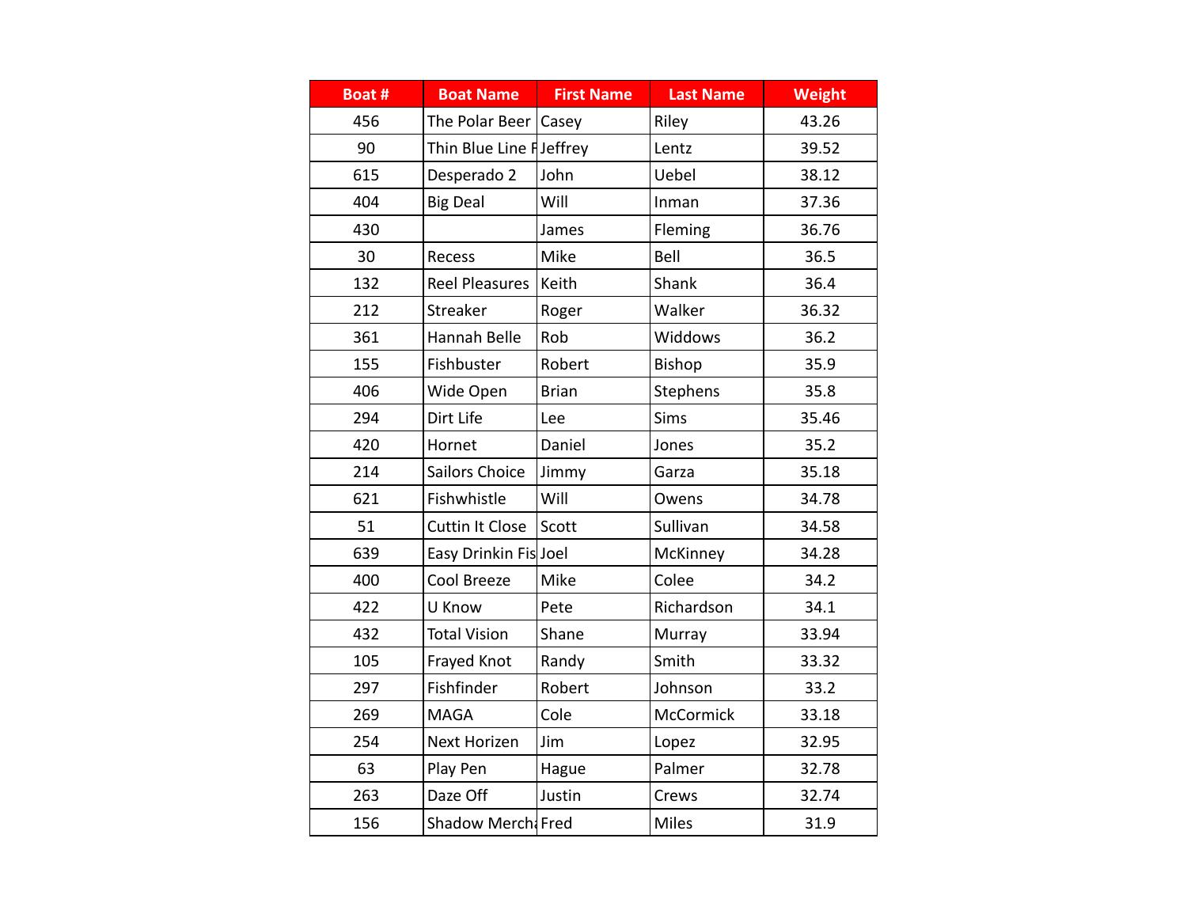| Boat # | Boat Name | First Name | Last Name | Weight |
|---|---|---|---|---|
| 456 | The Polar Beer | Casey | Riley | 43.26 |
| 90 | Thin Blue Line F | Jeffrey | Lentz | 39.52 |
| 615 | Desperado 2 | John | Uebel | 38.12 |
| 404 | Big Deal | Will | Inman | 37.36 |
| 430 | | James | Fleming | 36.76 |
| 30 | Recess | Mike | Bell | 36.5 |
| 132 | Reel Pleasures | Keith | Shank | 36.4 |
| 212 | Streaker | Roger | Walker | 36.32 |
| 361 | Hannah Belle | Rob | Widdows | 36.2 |
| 155 | Fishbuster | Robert | Bishop | 35.9 |
| 406 | Wide Open | Brian | Stephens | 35.8 |
| 294 | Dirt Life | Lee | Sims | 35.46 |
| 420 | Hornet | Daniel | Jones | 35.2 |
| 214 | Sailors Choice | Jimmy | Garza | 35.18 |
| 621 | Fishwhistle | Will | Owens | 34.78 |
| 51 | Cuttin It Close | Scott | Sullivan | 34.58 |
| 639 | Easy Drinkin Fis | Joel | McKinney | 34.28 |
| 400 | Cool Breeze | Mike | Colee | 34.2 |
| 422 | U Know | Pete | Richardson | 34.1 |
| 432 | Total Vision | Shane | Murray | 33.94 |
| 105 | Frayed Knot | Randy | Smith | 33.32 |
| 297 | Fishfinder | Robert | Johnson | 33.2 |
| 269 | MAGA | Cole | McCormick | 33.18 |
| 254 | Next Horizen | Jim | Lopez | 32.95 |
| 63 | Play Pen | Hague | Palmer | 32.78 |
| 263 | Daze Off | Justin | Crews | 32.74 |
| 156 | Shadow Mercha | Fred | Miles | 31.9 |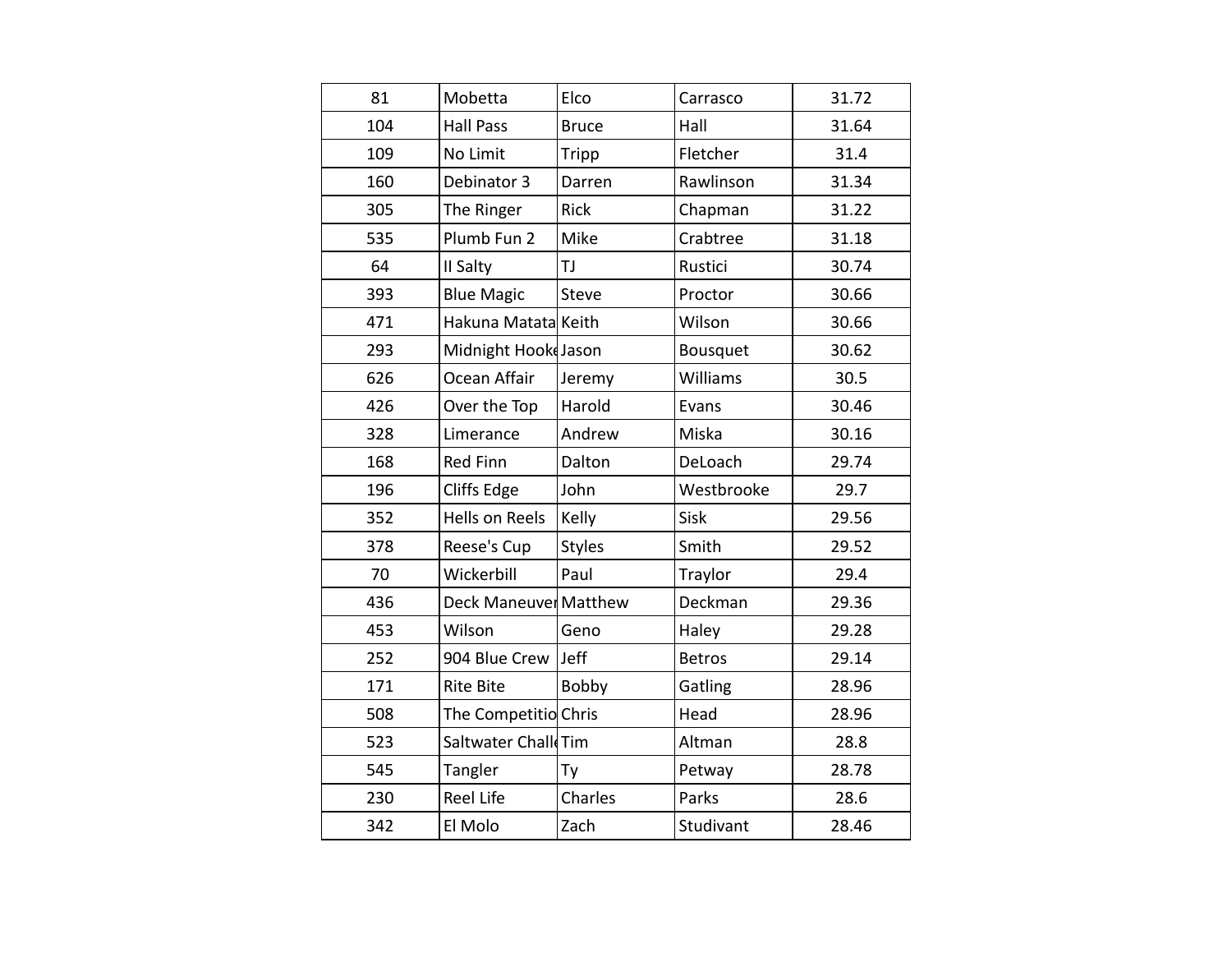|  |  |  |  |  |
|---|---|---|---|---|
| 81 | Mobetta | Elco | Carrasco | 31.72 |
| 104 | Hall Pass | Bruce | Hall | 31.64 |
| 109 | No Limit | Tripp | Fletcher | 31.4 |
| 160 | Debinator 3 | Darren | Rawlinson | 31.34 |
| 305 | The Ringer | Rick | Chapman | 31.22 |
| 535 | Plumb Fun 2 | Mike | Crabtree | 31.18 |
| 64 | II Salty | TJ | Rustici | 30.74 |
| 393 | Blue Magic | Steve | Proctor | 30.66 |
| 471 | Hakuna Matata | Keith | Wilson | 30.66 |
| 293 | Midnight Hooke | Jason | Bousquet | 30.62 |
| 626 | Ocean Affair | Jeremy | Williams | 30.5 |
| 426 | Over the Top | Harold | Evans | 30.46 |
| 328 | Limerance | Andrew | Miska | 30.16 |
| 168 | Red Finn | Dalton | DeLoach | 29.74 |
| 196 | Cliffs Edge | John | Westbrooke | 29.7 |
| 352 | Hells on Reels | Kelly | Sisk | 29.56 |
| 378 | Reese's Cup | Styles | Smith | 29.52 |
| 70 | Wickerbill | Paul | Traylor | 29.4 |
| 436 | Deck Maneuver | Matthew | Deckman | 29.36 |
| 453 | Wilson | Geno | Haley | 29.28 |
| 252 | 904 Blue Crew | Jeff | Betros | 29.14 |
| 171 | Rite Bite | Bobby | Gatling | 28.96 |
| 508 | The Competitio | Chris | Head | 28.96 |
| 523 | Saltwater Challe | Tim | Altman | 28.8 |
| 545 | Tangler | Ty | Petway | 28.78 |
| 230 | Reel Life | Charles | Parks | 28.6 |
| 342 | El Molo | Zach | Studivant | 28.46 |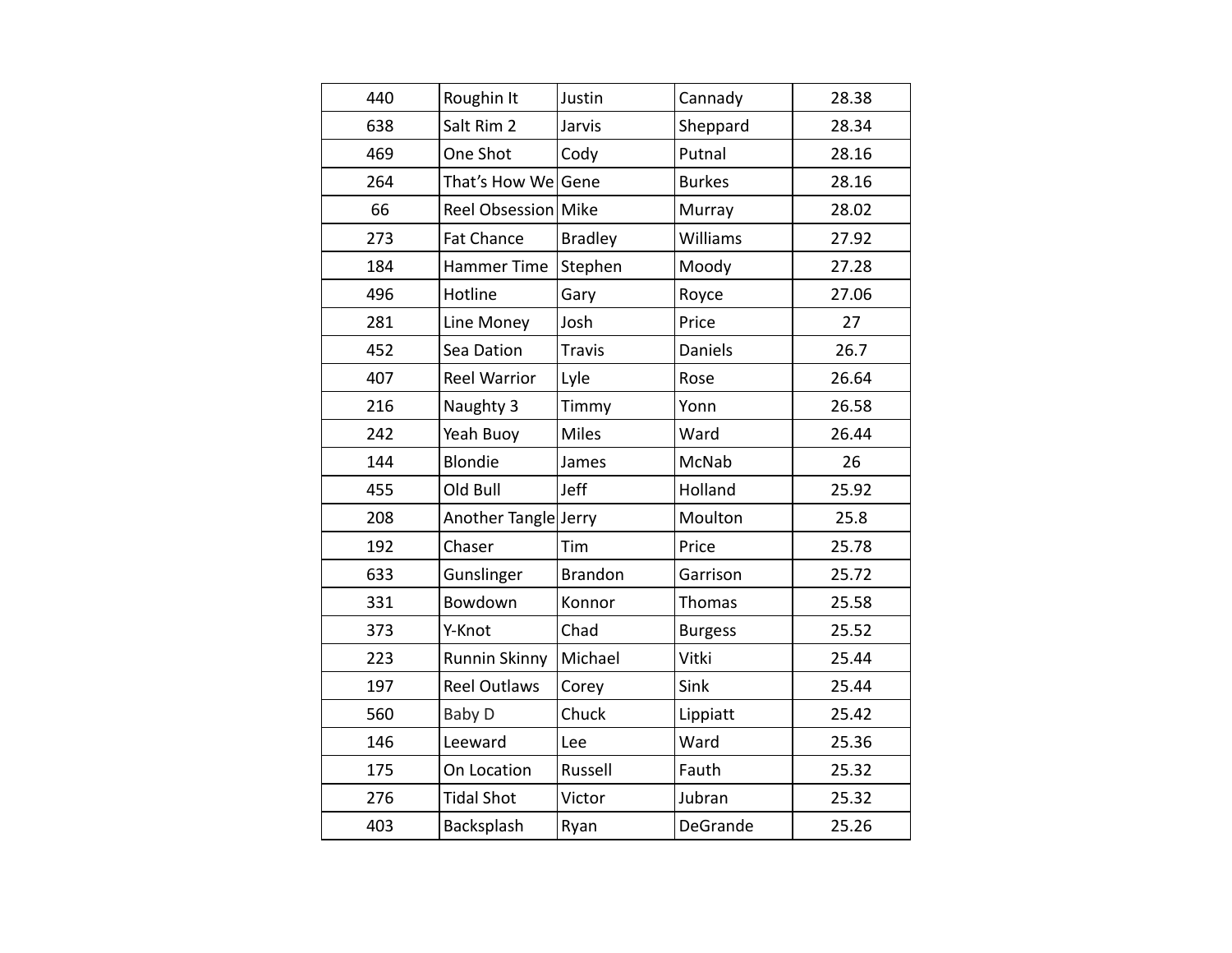| | | | | |
|---|---|---|---|---|
| 440 | Roughin It | Justin | Cannady | 28.38 |
| 638 | Salt Rim 2 | Jarvis | Sheppard | 28.34 |
| 469 | One Shot | Cody | Putnal | 28.16 |
| 264 | That's How We | Gene | Burkes | 28.16 |
| 66 | Reel Obsession | Mike | Murray | 28.02 |
| 273 | Fat Chance | Bradley | Williams | 27.92 |
| 184 | Hammer Time | Stephen | Moody | 27.28 |
| 496 | Hotline | Gary | Royce | 27.06 |
| 281 | Line Money | Josh | Price | 27 |
| 452 | Sea Dation | Travis | Daniels | 26.7 |
| 407 | Reel Warrior | Lyle | Rose | 26.64 |
| 216 | Naughty 3 | Timmy | Yonn | 26.58 |
| 242 | Yeah Buoy | Miles | Ward | 26.44 |
| 144 | Blondie | James | McNab | 26 |
| 455 | Old Bull | Jeff | Holland | 25.92 |
| 208 | Another Tangle | Jerry | Moulton | 25.8 |
| 192 | Chaser | Tim | Price | 25.78 |
| 633 | Gunslinger | Brandon | Garrison | 25.72 |
| 331 | Bowdown | Konnor | Thomas | 25.58 |
| 373 | Y-Knot | Chad | Burgess | 25.52 |
| 223 | Runnin Skinny | Michael | Vitki | 25.44 |
| 197 | Reel Outlaws | Corey | Sink | 25.44 |
| 560 | Baby D | Chuck | Lippiatt | 25.42 |
| 146 | Leeward | Lee | Ward | 25.36 |
| 175 | On Location | Russell | Fauth | 25.32 |
| 276 | Tidal Shot | Victor | Jubran | 25.32 |
| 403 | Backsplash | Ryan | DeGrande | 25.26 |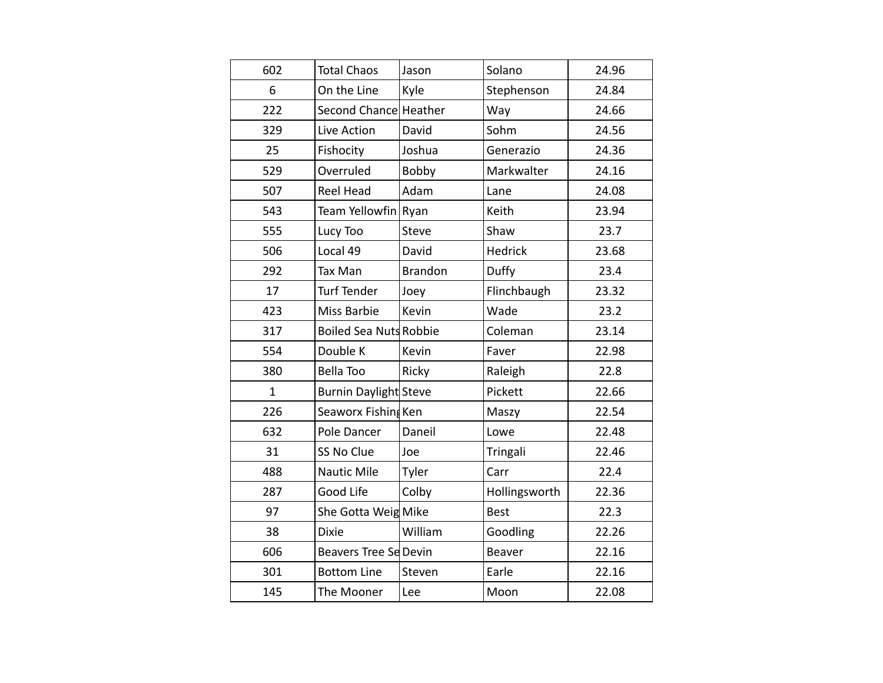| | | | | |
|---|---|---|---|---|
| 602 | Total Chaos | Jason | Solano | 24.96 |
| 6 | On the Line | Kyle | Stephenson | 24.84 |
| 222 | Second Chance | Heather | Way | 24.66 |
| 329 | Live Action | David | Sohm | 24.56 |
| 25 | Fishocity | Joshua | Generazio | 24.36 |
| 529 | Overruled | Bobby | Markwalter | 24.16 |
| 507 | Reel Head | Adam | Lane | 24.08 |
| 543 | Team Yellowfin | Ryan | Keith | 23.94 |
| 555 | Lucy Too | Steve | Shaw | 23.7 |
| 506 | Local 49 | David | Hedrick | 23.68 |
| 292 | Tax Man | Brandon | Duffy | 23.4 |
| 17 | Turf Tender | Joey | Flinchbaugh | 23.32 |
| 423 | Miss Barbie | Kevin | Wade | 23.2 |
| 317 | Boiled Sea Nuts | Robbie | Coleman | 23.14 |
| 554 | Double K | Kevin | Faver | 22.98 |
| 380 | Bella Too | Ricky | Raleigh | 22.8 |
| 1 | Burnin Daylight | Steve | Pickett | 22.66 |
| 226 | Seaworx Fishing | Ken | Maszy | 22.54 |
| 632 | Pole Dancer | Daneil | Lowe | 22.48 |
| 31 | SS No Clue | Joe | Tringali | 22.46 |
| 488 | Nautic Mile | Tyler | Carr | 22.4 |
| 287 | Good Life | Colby | Hollingsworth | 22.36 |
| 97 | She Gotta Weig | Mike | Best | 22.3 |
| 38 | Dixie | William | Goodling | 22.26 |
| 606 | Beavers Tree Se | Devin | Beaver | 22.16 |
| 301 | Bottom Line | Steven | Earle | 22.16 |
| 145 | The Mooner | Lee | Moon | 22.08 |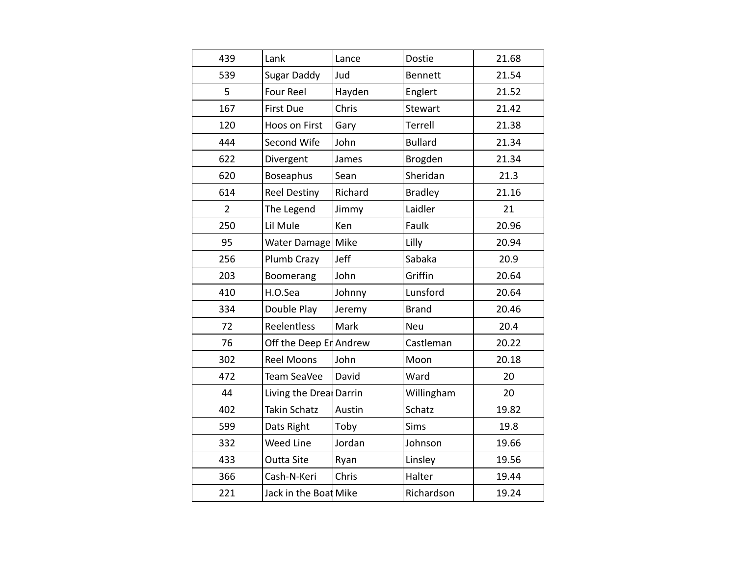| | | | | |
|---|---|---|---|---|
| 439 | Lank | Lance | Dostie | 21.68 |
| 539 | Sugar Daddy | Jud | Bennett | 21.54 |
| 5 | Four Reel | Hayden | Englert | 21.52 |
| 167 | First Due | Chris | Stewart | 21.42 |
| 120 | Hoos on First | Gary | Terrell | 21.38 |
| 444 | Second Wife | John | Bullard | 21.34 |
| 622 | Divergent | James | Brogden | 21.34 |
| 620 | Boseaphus | Sean | Sheridan | 21.3 |
| 614 | Reel Destiny | Richard | Bradley | 21.16 |
| 2 | The Legend | Jimmy | Laidler | 21 |
| 250 | Lil Mule | Ken | Faulk | 20.96 |
| 95 | Water Damage | Mike | Lilly | 20.94 |
| 256 | Plumb Crazy | Jeff | Sabaka | 20.9 |
| 203 | Boomerang | John | Griffin | 20.64 |
| 410 | H.O.Sea | Johnny | Lunsford | 20.64 |
| 334 | Double Play | Jeremy | Brand | 20.46 |
| 72 | Reelentless | Mark | Neu | 20.4 |
| 76 | Off the Deep Er | Andrew | Castleman | 20.22 |
| 302 | Reel Moons | John | Moon | 20.18 |
| 472 | Team SeaVee | David | Ward | 20 |
| 44 | Living the Drea | Darrin | Willingham | 20 |
| 402 | Takin Schatz | Austin | Schatz | 19.82 |
| 599 | Dats Right | Toby | Sims | 19.8 |
| 332 | Weed Line | Jordan | Johnson | 19.66 |
| 433 | Outta Site | Ryan | Linsley | 19.56 |
| 366 | Cash-N-Keri | Chris | Halter | 19.44 |
| 221 | Jack in the Boat | Mike | Richardson | 19.24 |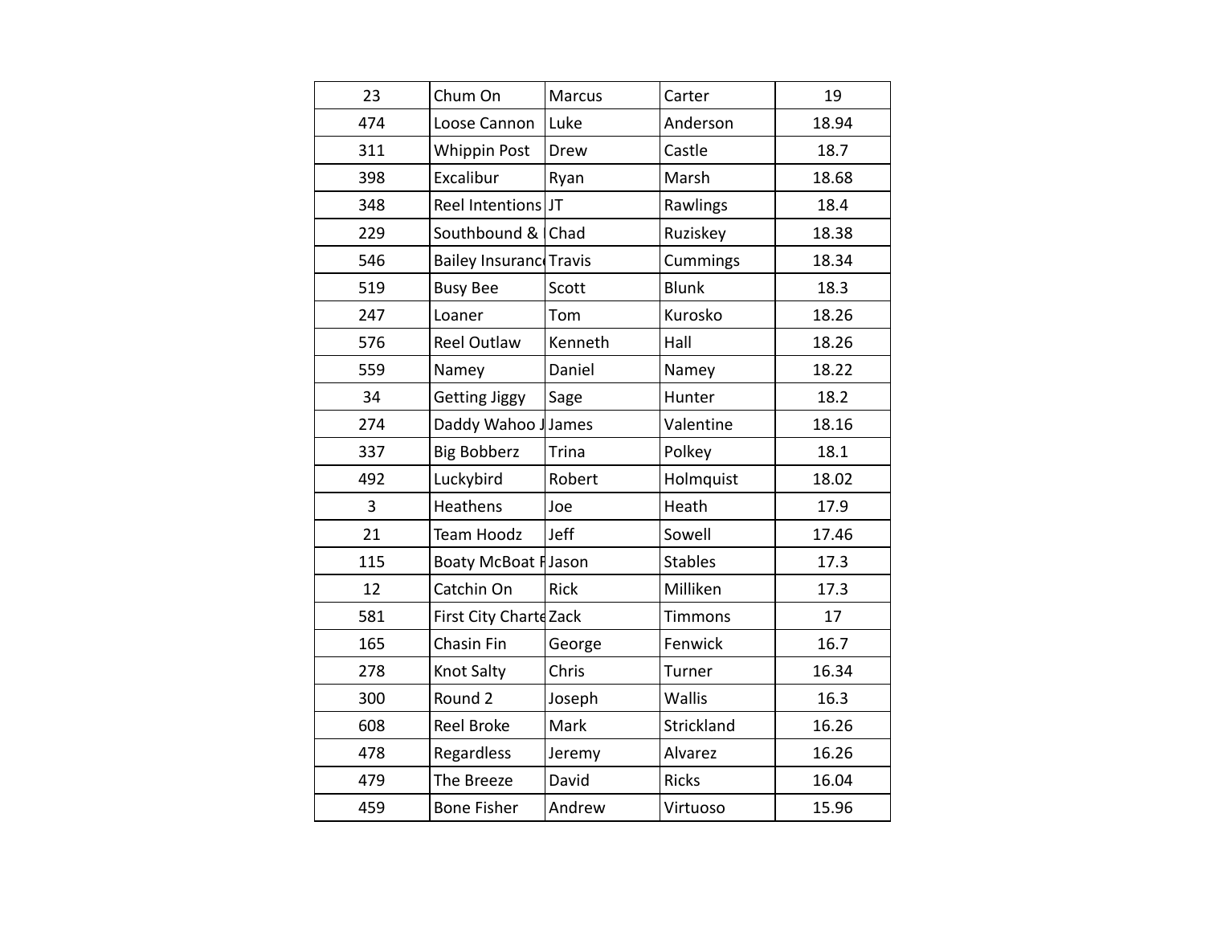| | | | | |
|---|---|---|---|---|
| 23 | Chum On | Marcus | Carter | 19 |
| 474 | Loose Cannon | Luke | Anderson | 18.94 |
| 311 | Whippin Post | Drew | Castle | 18.7 |
| 398 | Excalibur | Ryan | Marsh | 18.68 |
| 348 | Reel Intentions | JT | Rawlings | 18.4 |
| 229 | Southbound & | Chad | Ruziskey | 18.38 |
| 546 | Bailey Insuranc | Travis | Cummings | 18.34 |
| 519 | Busy Bee | Scott | Blunk | 18.3 |
| 247 | Loaner | Tom | Kurosko | 18.26 |
| 576 | Reel Outlaw | Kenneth | Hall | 18.26 |
| 559 | Namey | Daniel | Namey | 18.22 |
| 34 | Getting Jiggy | Sage | Hunter | 18.2 |
| 274 | Daddy Wahoo J | James | Valentine | 18.16 |
| 337 | Big Bobberz | Trina | Polkey | 18.1 |
| 492 | Luckybird | Robert | Holmquist | 18.02 |
| 3 | Heathens | Joe | Heath | 17.9 |
| 21 | Team Hoodz | Jeff | Sowell | 17.46 |
| 115 | Boaty McBoat F | Jason | Stables | 17.3 |
| 12 | Catchin On | Rick | Milliken | 17.3 |
| 581 | First City Charte | Zack | Timmons | 17 |
| 165 | Chasin Fin | George | Fenwick | 16.7 |
| 278 | Knot Salty | Chris | Turner | 16.34 |
| 300 | Round 2 | Joseph | Wallis | 16.3 |
| 608 | Reel Broke | Mark | Strickland | 16.26 |
| 478 | Regardless | Jeremy | Alvarez | 16.26 |
| 479 | The Breeze | David | Ricks | 16.04 |
| 459 | Bone Fisher | Andrew | Virtuoso | 15.96 |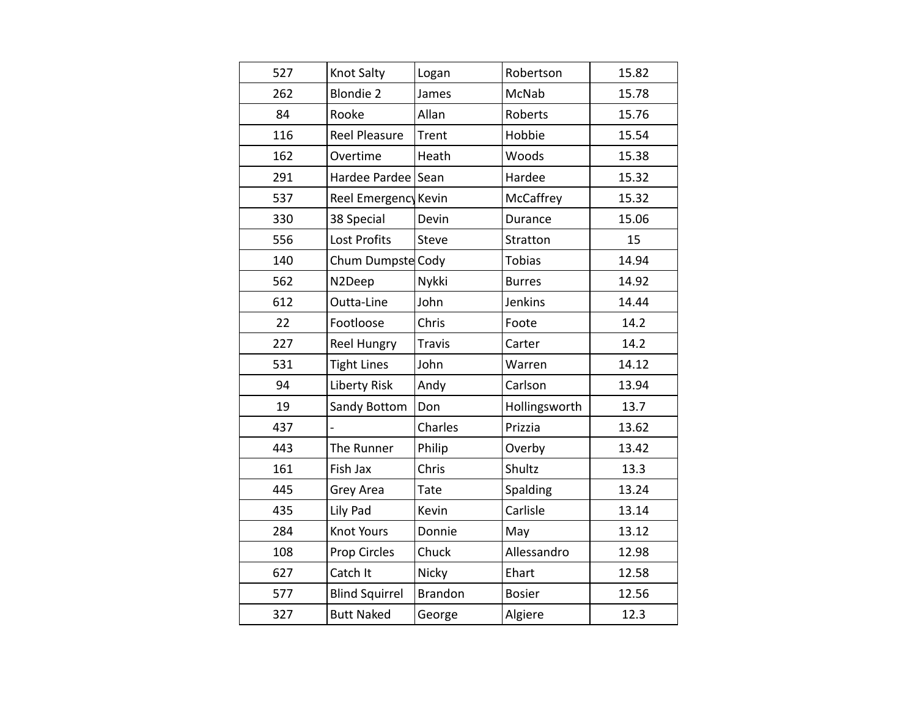| | | | | |
|---|---|---|---|---|
| 527 | Knot Salty | Logan | Robertson | 15.82 |
| 262 | Blondie 2 | James | McNab | 15.78 |
| 84 | Rooke | Allan | Roberts | 15.76 |
| 116 | Reel Pleasure | Trent | Hobbie | 15.54 |
| 162 | Overtime | Heath | Woods | 15.38 |
| 291 | Hardee Pardee | Sean | Hardee | 15.32 |
| 537 | Reel Emergency | Kevin | McCaffrey | 15.32 |
| 330 | 38 Special | Devin | Durance | 15.06 |
| 556 | Lost Profits | Steve | Stratton | 15 |
| 140 | Chum Dumpste | Cody | Tobias | 14.94 |
| 562 | N2Deep | Nykki | Burres | 14.92 |
| 612 | Outta-Line | John | Jenkins | 14.44 |
| 22 | Footloose | Chris | Foote | 14.2 |
| 227 | Reel Hungry | Travis | Carter | 14.2 |
| 531 | Tight Lines | John | Warren | 14.12 |
| 94 | Liberty Risk | Andy | Carlson | 13.94 |
| 19 | Sandy Bottom | Don | Hollingsworth | 13.7 |
| 437 | - | Charles | Prizzia | 13.62 |
| 443 | The Runner | Philip | Overby | 13.42 |
| 161 | Fish Jax | Chris | Shultz | 13.3 |
| 445 | Grey Area | Tate | Spalding | 13.24 |
| 435 | Lily Pad | Kevin | Carlisle | 13.14 |
| 284 | Knot Yours | Donnie | May | 13.12 |
| 108 | Prop Circles | Chuck | Allessandro | 12.98 |
| 627 | Catch It | Nicky | Ehart | 12.58 |
| 577 | Blind Squirrel | Brandon | Bosier | 12.56 |
| 327 | Butt Naked | George | Algiere | 12.3 |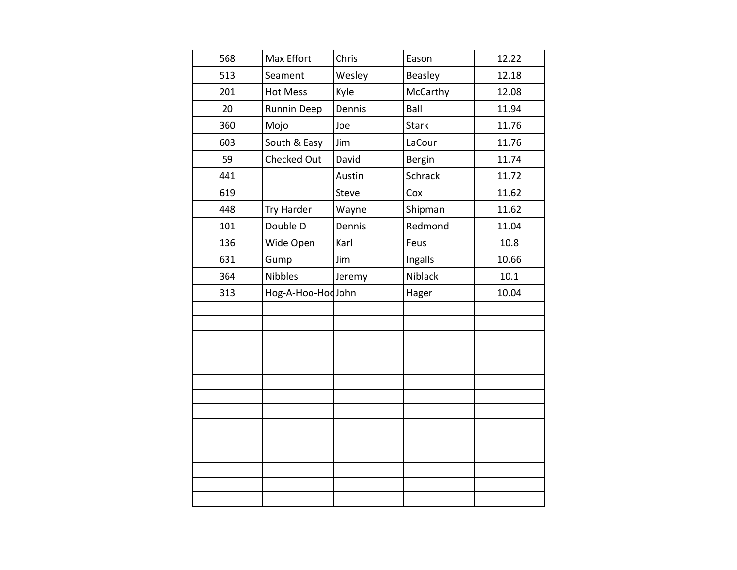| | | | | |
|---|---|---|---|---|
| 568 | Max Effort | Chris | Eason | 12.22 |
| 513 | Seament | Wesley | Beasley | 12.18 |
| 201 | Hot Mess | Kyle | McCarthy | 12.08 |
| 20 | Runnin Deep | Dennis | Ball | 11.94 |
| 360 | Mojo | Joe | Stark | 11.76 |
| 603 | South & Easy | Jim | LaCour | 11.76 |
| 59 | Checked Out | David | Bergin | 11.74 |
| 441 | | Austin | Schrack | 11.72 |
| 619 | | Steve | Cox | 11.62 |
| 448 | Try Harder | Wayne | Shipman | 11.62 |
| 101 | Double D | Dennis | Redmond | 11.04 |
| 136 | Wide Open | Karl | Feus | 10.8 |
| 631 | Gump | Jim | Ingalls | 10.66 |
| 364 | Nibbles | Jeremy | Niblack | 10.1 |
| 313 | Hog-A-Hoo-Hoo | John | Hager | 10.04 |
| | | | | |
| | | | | |
| | | | | |
| | | | | |
| | | | | |
| | | | | |
| | | | | |
| | | | | |
| | | | | |
| | | | | |
| | | | | |
| | | | | |
| | | | | |
| | | | | |